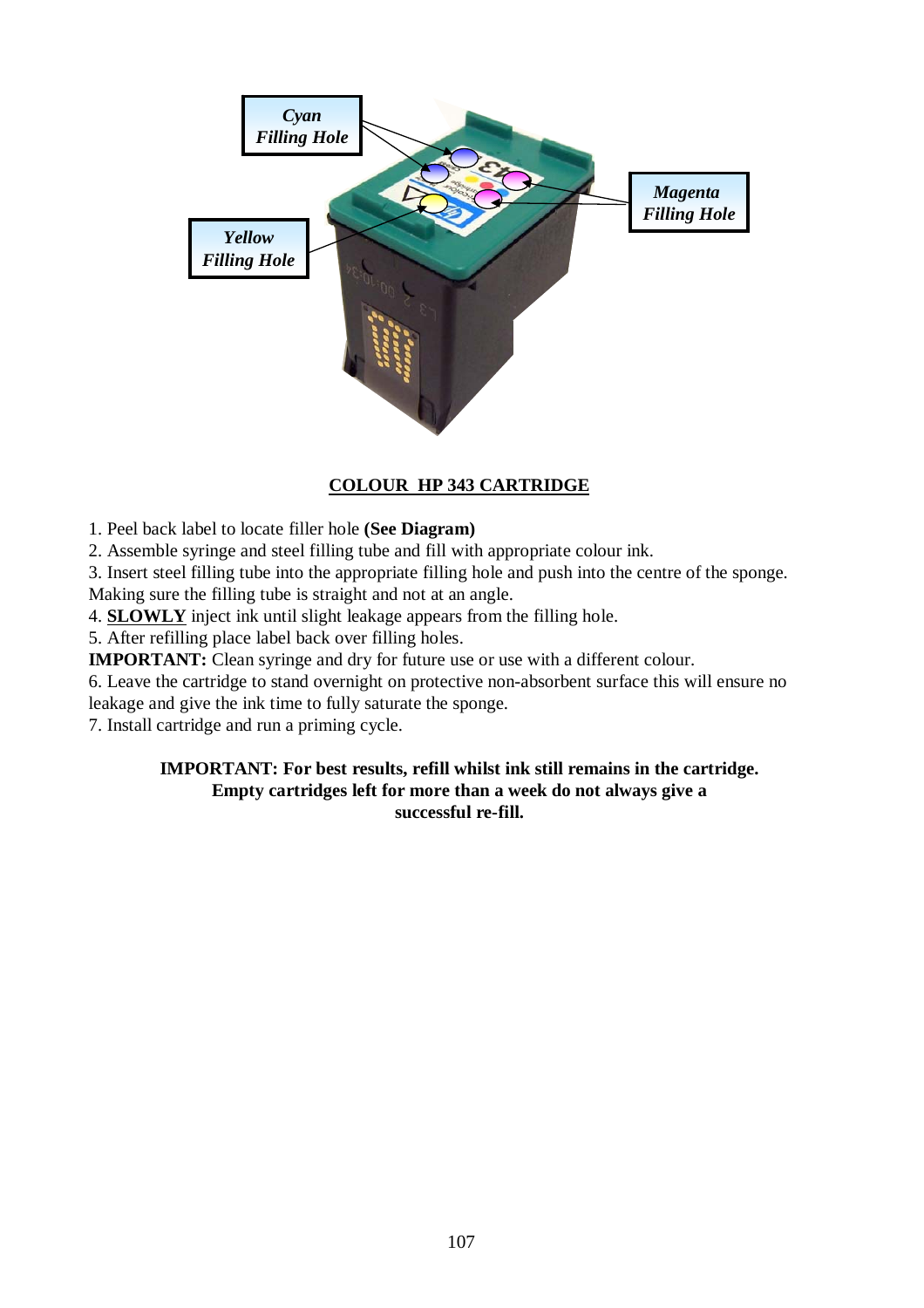Cyan Filling Hole

Magenta Filling Hole

Yellow Filling Hole

## COLOUR HP 343 CARTRIDGE

1. Peel back label to locate filler hole **(See Diagram)**
2. Assemble syringe and steel filling tube and fill with appropriate colour ink.
3. Insert steel filling tube into the appropriate filling hole and push into the centre of the sponge. Making sure the filling tube is straight and not at an angle.
4. **SLOWLY** inject ink until slight leakage appears from the filling hole.
5. After refilling place label back over filling holes.

**IMPORTANT:** Clean syringe and dry for future use or use with a different colour.

6. Leave the cartridge to stand overnight on protective non-absorbent surface this will ensure no leakage and give the ink time to fully saturate the sponge.
7. Install cartridge and run a priming cycle.

**IMPORTANT: For best results, refill whilst ink still remains in the cartridge. Empty cartridges left for more than a week do not always give a successful re-fill.**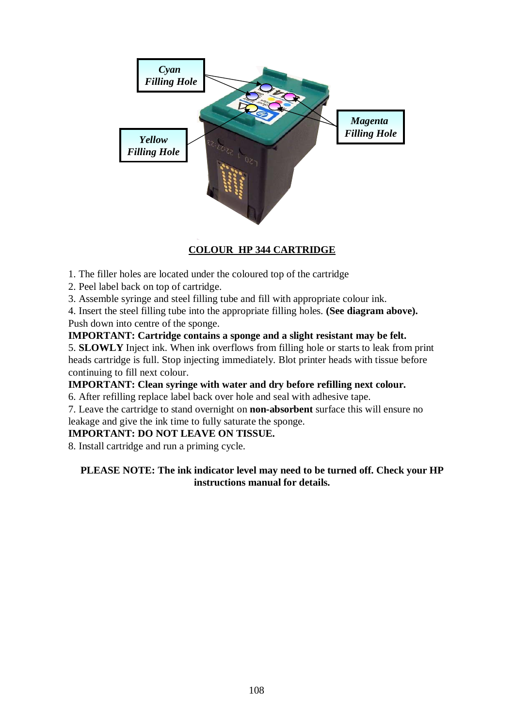**COLOUR HP 344 CARTRIDGE**

1. The filler holes are located under the coloured top of the cartridge
2. Peel label back on top of cartridge.
3. Assemble syringe and steel filling tube and fill with appropriate colour ink.
4. Insert the steel filling tube into the appropriate filling holes. **(See diagram above).** Push down into centre of the sponge.

**IMPORTANT: Cartridge contains a sponge and a slight resistant may be felt.**

5. **SLOWLY** Inject ink. When ink overflows from filling hole or starts to leak from print heads cartridge is full. Stop injecting immediately. Blot printer heads with tissue before continuing to fill next colour.

**IMPORTANT: Clean syringe with water and dry before refilling next colour.**

6. After refilling replace label back over hole and seal with adhesive tape.
7. Leave the cartridge to stand overnight on **non-absorbent** surface this will ensure no leakage and give the ink time to fully saturate the sponge.

**IMPORTANT: DO NOT LEAVE ON TISSUE.**

8. Install cartridge and run a priming cycle.

**PLEASE NOTE: The ink indicator level may need to be turned off. Check your HP instructions manual for details.**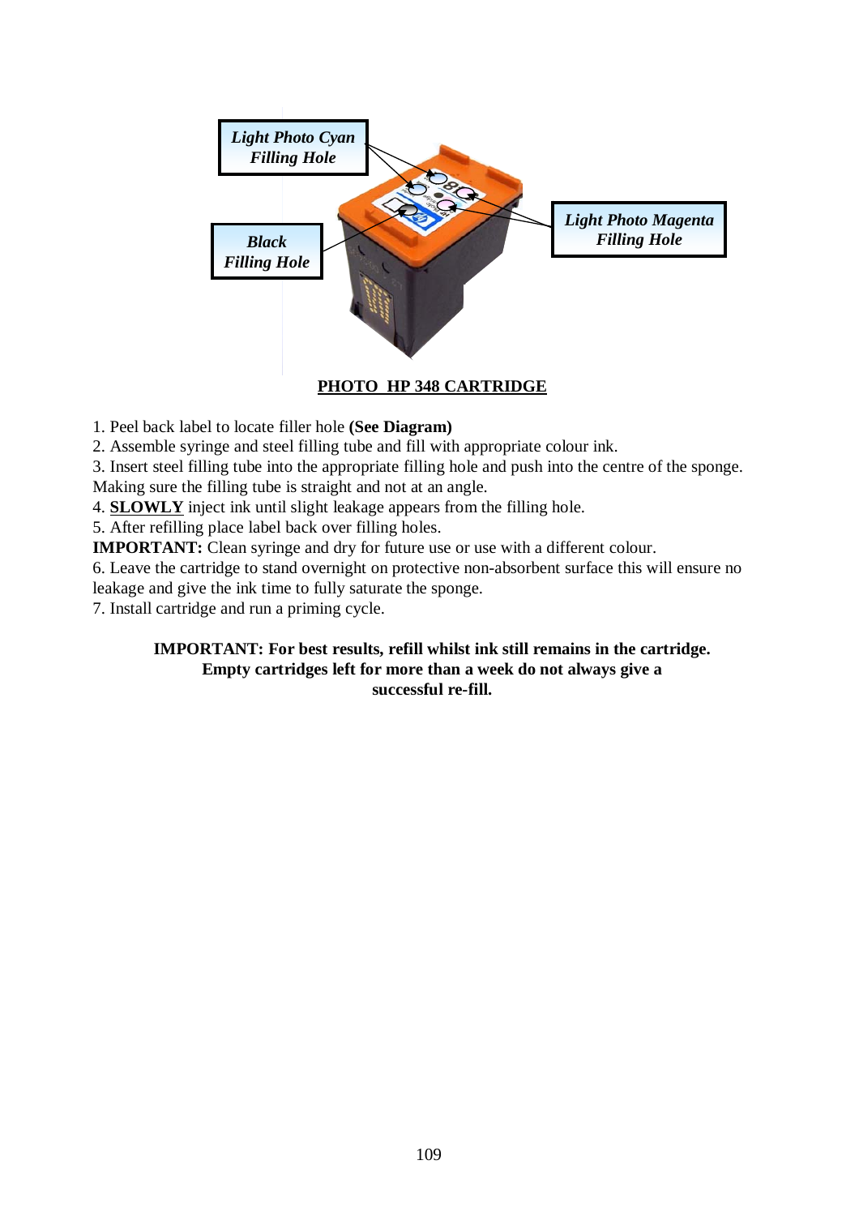Light Photo Cyan Filling Hole

Light Photo Magenta Filling Hole

Black Filling Hole

**PHOTO HP 348 CARTRIDGE**

1. Peel back label to locate filler hole **(See Diagram)**
2. Assemble syringe and steel filling tube and fill with appropriate colour ink.
3. Insert steel filling tube into the appropriate filling hole and push into the centre of the sponge. Making sure the filling tube is straight and not at an angle.
4. **SLOWLY** inject ink until slight leakage appears from the filling hole.
5. After refilling place label back over filling holes.

**IMPORTANT:** Clean syringe and dry for future use or use with a different colour.

6. Leave the cartridge to stand overnight on protective non-absorbent surface this will ensure no leakage and give the ink time to fully saturate the sponge.
7. Install cartridge and run a priming cycle.

**IMPORTANT: For best results, refill whilst ink still remains in the cartridge. Empty cartridges left for more than a week do not always give a successful re-fill.**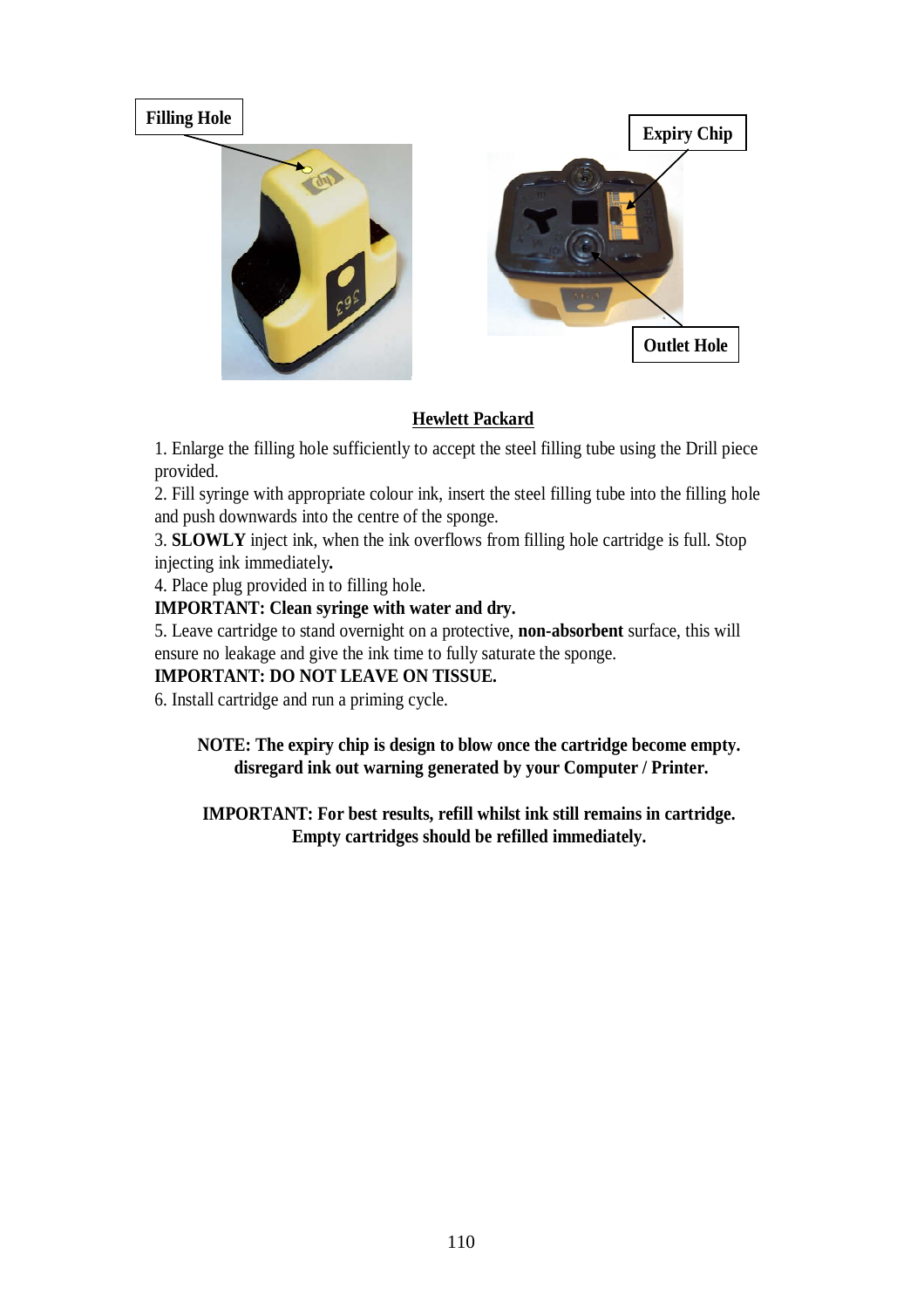Filling Hole

Expiry Chip

Outlet Hole

## Hewlett Packard

1. Enlarge the filling hole sufficiently to accept the steel filling tube using the Drill piece provided.
2. Fill syringe with appropriate colour ink, insert the steel filling tube into the filling hole and push downwards into the centre of the sponge.
3. **SLOWLY** inject ink, when the ink overflows from filling hole cartridge is full. Stop injecting ink immediately**.**
4. Place plug provided in to filling hole.

**IMPORTANT: Clean syringe with water and dry.**

5. Leave cartridge to stand overnight on a protective, **non-absorbent** surface, this will ensure no leakage and give the ink time to fully saturate the sponge.

**IMPORTANT: DO NOT LEAVE ON TISSUE.**

6. Install cartridge and run a priming cycle.

**NOTE: The expiry chip is design to blow once the cartridge become empty. disregard ink out warning generated by your Computer / Printer.**

**IMPORTANT: For best results, refill whilst ink still remains in cartridge. Empty cartridges should be refilled immediately.**